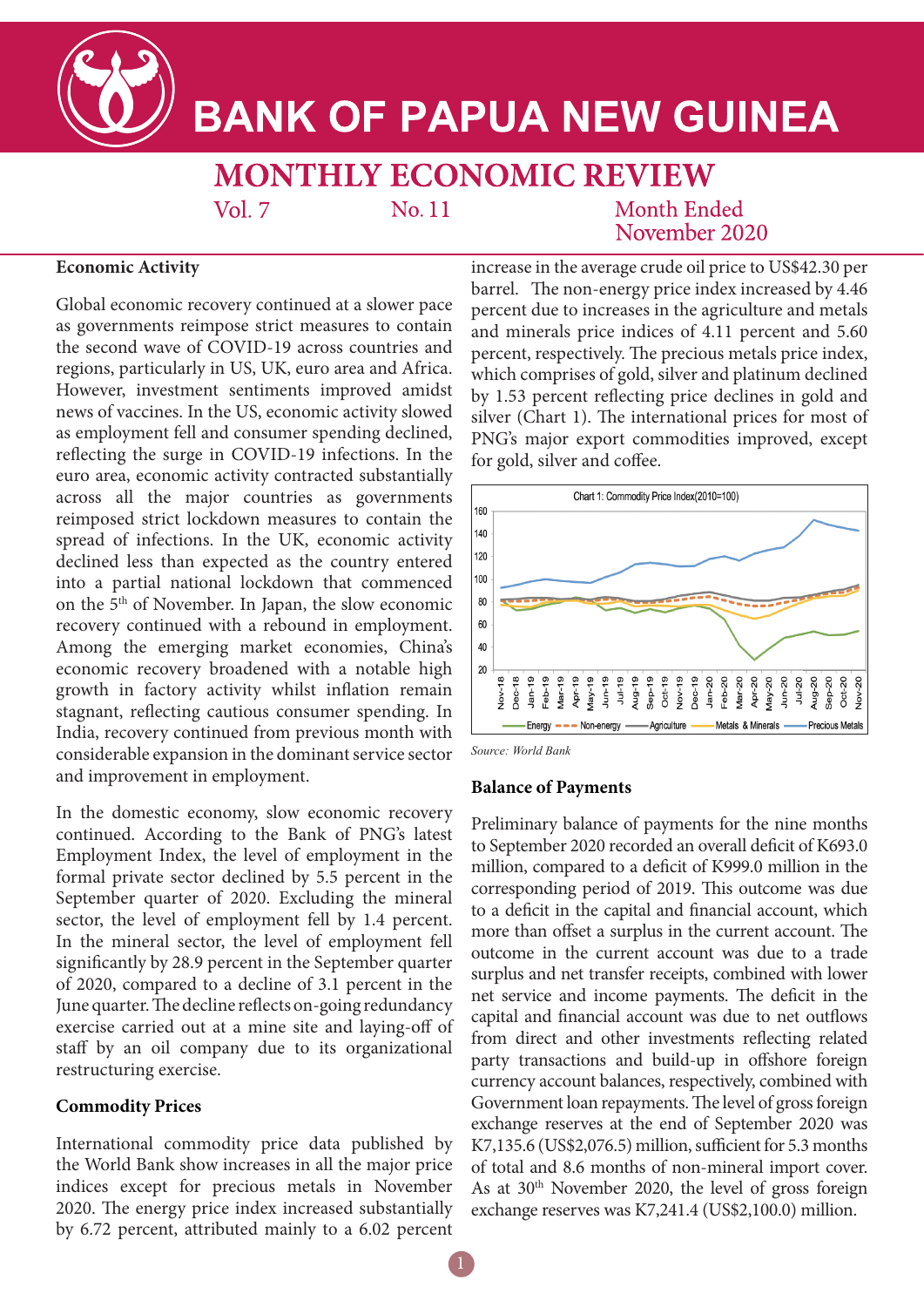# BANK OF PAPUA NEW GUINEA

## MONTHLY ECONOMIC REVIEW

Vol. 7 No. 11 Month Ended November 2020

### Economic Activity

Global economic recovery continued at a slower pace as governments reimpose strict measures to contain the second wave of COVID-19 across countries and regions, particularly in US, UK, euro area and Africa. However, investment sentiments improved amidst news of vaccines. In the US, economic activity slowed as employment fell and consumer spending declined, reflecting the surge in COVID-19 infections. In the euro area, economic activity contracted substantially across all the major countries as governments reimposed strict lockdown measures to contain the spread of infections. In the UK, economic activity declined less than expected as the country entered into a partial national lockdown that commenced on the 5th of November. In Japan, the slow economic recovery continued with a rebound in employment. Among the emerging market economies, China's economic recovery broadened with a notable high growth in factory activity whilst inflation remain stagnant, reflecting cautious consumer spending. In India, recovery continued from previous month with considerable expansion in the dominant service sector and improvement in employment.

In the domestic economy, slow economic recovery continued. According to the Bank of PNG's latest Employment Index, the level of employment in the formal private sector declined by 5.5 percent in the September quarter of 2020. Excluding the mineral sector, the level of employment fell by 1.4 percent. In the mineral sector, the level of employment fell significantly by 28.9 percent in the September quarter of 2020, compared to a decline of 3.1 percent in the June quarter. The decline reflects on-going redundancy exercise carried out at a mine site and laying-off of staff by an oil company due to its organizational restructuring exercise.

### Commodity Prices

International commodity price data published by the World Bank show increases in all the major price indices except for precious metals in November 2020. The energy price index increased substantially by 6.72 percent, attributed mainly to a 6.02 percent increase in the average crude oil price to US$42.30 per barrel. The non-energy price index increased by 4.46 percent due to increases in the agriculture and metals and minerals price indices of 4.11 percent and 5.60 percent, respectively. The precious metals price index, which comprises of gold, silver and platinum declined by 1.53 percent reflecting price declines in gold and silver (Chart 1). The international prices for most of PNG's major export commodities improved, except for gold, silver and coffee.

Chart 1: Commodity Price Index(2010=100)

*Source: World Bank*

### Balance of Payments

Preliminary balance of payments for the nine months to September 2020 recorded an overall deficit of K693.0 million, compared to a deficit of K999.0 million in the corresponding period of 2019. This outcome was due to a deficit in the capital and financial account, which more than offset a surplus in the current account. The outcome in the current account was due to a trade surplus and net transfer receipts, combined with lower net service and income payments. The deficit in the capital and financial account was due to net outflows from direct and other investments reflecting related party transactions and build-up in offshore foreign currency account balances, respectively, combined with Government loan repayments. The level of gross foreign exchange reserves at the end of September 2020 was K7,135.6 (US$2,076.5) million, sufficient for 5.3 months of total and 8.6 months of non-mineral import cover. As at 30th November 2020, the level of gross foreign exchange reserves was K7,241.4 (US$2,100.0) million.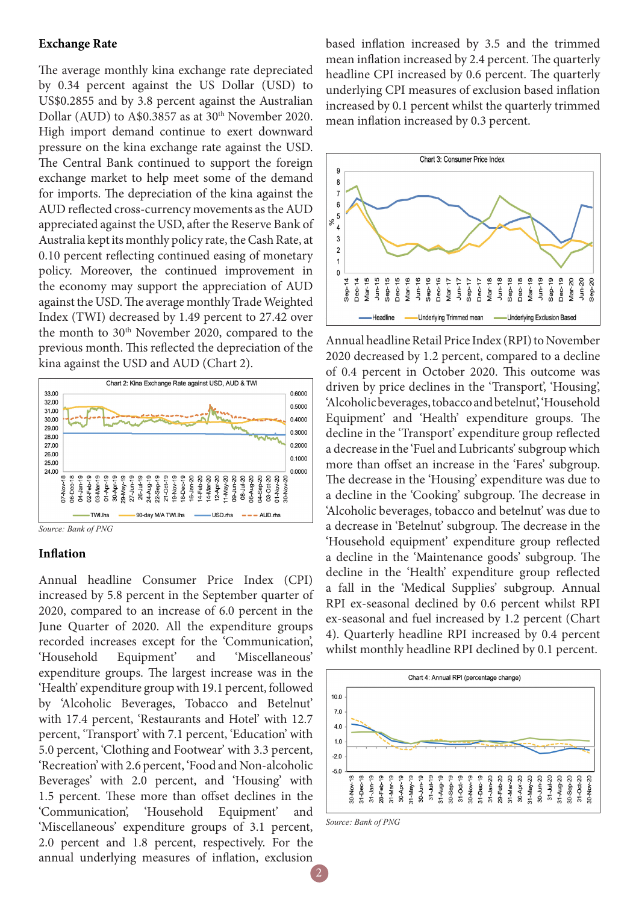## Exchange Rate

The average monthly kina exchange rate depreciated by 0.34 percent against the US Dollar (USD) to US$0.2855 and by 3.8 percent against the Australian Dollar (AUD) to A$0.3857 as at 30th November 2020. High import demand continue to exert downward pressure on the kina exchange rate against the USD. The Central Bank continued to support the foreign exchange market to help meet some of the demand for imports. The depreciation of the kina against the AUD reflected cross-currency movements as the AUD appreciated against the USD, after the Reserve Bank of Australia kept its monthly policy rate, the Cash Rate, at 0.10 percent reflecting continued easing of monetary policy. Moreover, the continued improvement in the economy may support the appreciation of AUD against the USD. The average monthly Trade Weighted Index (TWI) decreased by 1.49 percent to 27.42 over the month to 30th November 2020, compared to the previous month. This reflected the depreciation of the kina against the USD and AUD (Chart 2).

Chart 2: Kina Exchange Rate against USD, AUD & TWI

*Source: Bank of PNG*

## Inflation

Annual headline Consumer Price Index (CPI) increased by 5.8 percent in the September quarter of 2020, compared to an increase of 6.0 percent in the June Quarter of 2020. All the expenditure groups recorded increases except for the 'Communication', 'Household Equipment' and 'Miscellaneous' expenditure groups. The largest increase was in the 'Health' expenditure group with 19.1 percent, followed by 'Alcoholic Beverages, Tobacco and Betelnut' with 17.4 percent, 'Restaurants and Hotel' with 12.7 percent, 'Transport' with 7.1 percent, 'Education' with 5.0 percent, 'Clothing and Footwear' with 3.3 percent, 'Recreation' with 2.6 percent, 'Food and Non-alcoholic Beverages' with 2.0 percent, and 'Housing' with 1.5 percent. These more than offset declines in the 'Communication', 'Household Equipment' and 'Miscellaneous' expenditure groups of 3.1 percent, 2.0 percent and 1.8 percent, respectively. For the annual underlying measures of inflation, exclusion based inflation increased by 3.5 and the trimmed mean inflation increased by 2.4 percent. The quarterly headline CPI increased by 0.6 percent. The quarterly underlying CPI measures of exclusion based inflation increased by 0.1 percent whilst the quarterly trimmed mean inflation increased by 0.3 percent.

Chart 3: Consumer Price Index

Annual headline Retail Price Index (RPI) to November 2020 decreased by 1.2 percent, compared to a decline of 0.4 percent in October 2020. This outcome was driven by price declines in the 'Transport', 'Housing', 'Alcoholic beverages, tobacco and betelnut', 'Household Equipment' and 'Health' expenditure groups. The decline in the 'Transport' expenditure group reflected a decrease in the 'Fuel and Lubricants' subgroup which more than offset an increase in the 'Fares' subgroup. The decrease in the 'Housing' expenditure was due to a decline in the 'Cooking' subgroup. The decrease in 'Alcoholic beverages, tobacco and betelnut' was due to a decrease in 'Betelnut' subgroup. The decrease in the 'Household equipment' expenditure group reflected a decline in the 'Maintenance goods' subgroup. The decline in the 'Health' expenditure group reflected a fall in the 'Medical Supplies' subgroup. Annual RPI ex-seasonal declined by 0.6 percent whilst RPI ex-seasonal and fuel increased by 1.2 percent (Chart 4). Quarterly headline RPI increased by 0.4 percent whilst monthly headline RPI declined by 0.1 percent.

Chart 4: Annual RPI (percentage change)

*Source: Bank of PNG*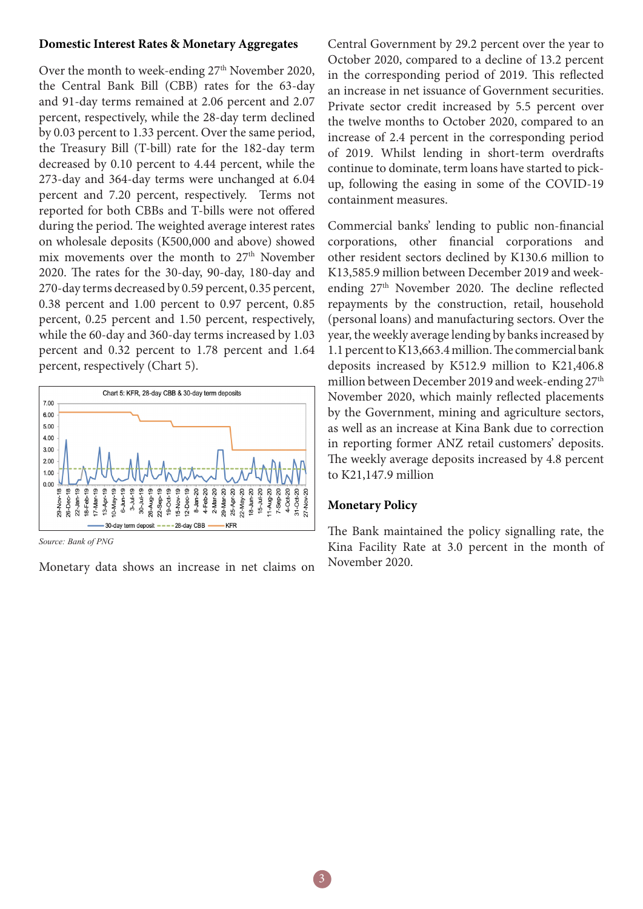## Domestic Interest Rates & Monetary Aggregates

Over the month to week-ending 27th November 2020, the Central Bank Bill (CBB) rates for the 63-day and 91-day terms remained at 2.06 percent and 2.07 percent, respectively, while the 28-day term declined by 0.03 percent to 1.33 percent. Over the same period, the Treasury Bill (T-bill) rate for the 182-day term decreased by 0.10 percent to 4.44 percent, while the 273-day and 364-day terms were unchanged at 6.04 percent and 7.20 percent, respectively. Terms not reported for both CBBs and T-bills were not offered during the period. The weighted average interest rates on wholesale deposits (K500,000 and above) showed mix movements over the month to 27th November 2020. The rates for the 30-day, 90-day, 180-day and 270-day terms decreased by 0.59 percent, 0.35 percent, 0.38 percent and 1.00 percent to 0.97 percent, 0.85 percent, 0.25 percent and 1.50 percent, respectively, while the 60-day and 360-day terms increased by 1.03 percent and 0.32 percent to 1.78 percent and 1.64 percent, respectively (Chart 5).

Chart 5: KFR, 28-day CBB & 30-day term deposits

*Source: Bank of PNG*

Monetary data shows an increase in net claims on Central Government by 29.2 percent over the year to October 2020, compared to a decline of 13.2 percent in the corresponding period of 2019. This reflected an increase in net issuance of Government securities. Private sector credit increased by 5.5 percent over the twelve months to October 2020, compared to an increase of 2.4 percent in the corresponding period of 2019. Whilst lending in short-term overdrafts continue to dominate, term loans have started to pick-up, following the easing in some of the COVID-19 containment measures.

Commercial banks' lending to public non-financial corporations, other financial corporations and other resident sectors declined by K130.6 million to K13,585.9 million between December 2019 and week-ending 27th November 2020. The decline reflected repayments by the construction, retail, household (personal loans) and manufacturing sectors. Over the year, the weekly average lending by banks increased by 1.1 percent to K13,663.4 million. The commercial bank deposits increased by K512.9 million to K21,406.8 million between December 2019 and week-ending 27th November 2020, which mainly reflected placements by the Government, mining and agriculture sectors, as well as an increase at Kina Bank due to correction in reporting former ANZ retail customers' deposits. The weekly average deposits increased by 4.8 percent to K21,147.9 million

## Monetary Policy

The Bank maintained the policy signalling rate, the Kina Facility Rate at 3.0 percent in the month of November 2020.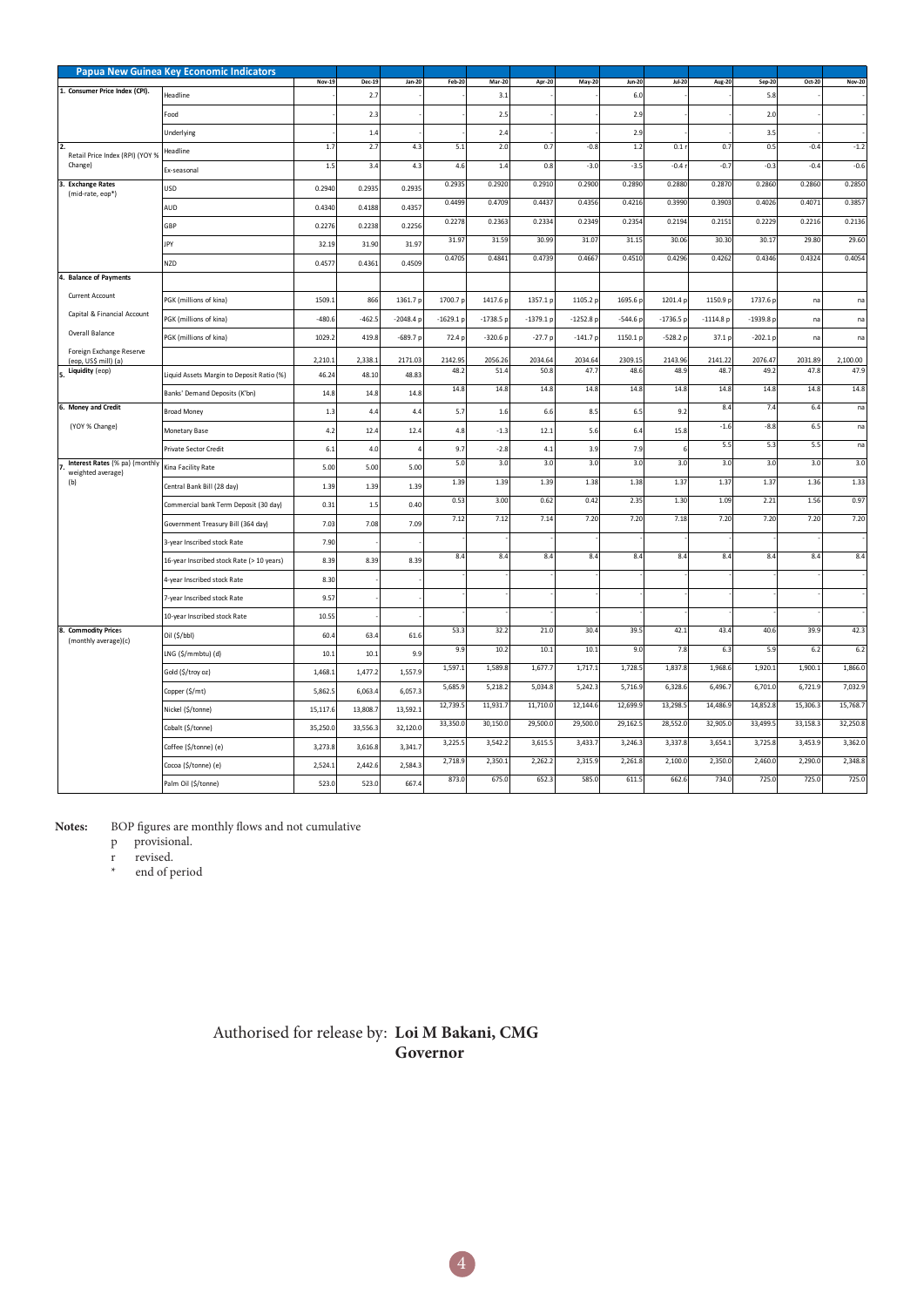| Papua New Guinea Key Economic Indicators | | Nov-19 | Dec-19 | Jan-20 | Feb-20 | Mar-20 | Apr-20 | May-20 | Jun-20 | Jul-20 | Aug-20 | Sep-20 | Oct-20 | Nov-20 |
|---|---|---|---|---|---|---|---|---|---|---|---|---|---|---|
| 1. Consumer Price Index (CPI). | Headline | | 2.7 | | | 3.1 | | | 6.0 | | | 5.8 | | - |
| | Food | | 2.3 | | | 2.5 | | | 2.9 | | | 2.0 | | - |
| | Underlying | | 1.4 | | | 2.4 | | | 2.9 | | | 3.5 | | - |
| 2. Retail Price Index (RPI) (YOY % Change) | Headline | 1.7 | 2.7 | 4.3 | 5.1 | 2.0 | 0.7 | -0.8 | 1.2 | 0.1 r | 0.7 | 0.5 | -0.4 | -1.2 |
| | Ex-seasonal | 1.5 | 3.4 | 4.3 | 4.6 | 1.4 | 0.8 | -3.0 | -3.5 | -0.4 r | -0.7 | -0.3 | -0.4 | -0.6 |
| 3. Exchange Rates (mid-rate, eop*) | USD | 0.2940 | 0.2935 | 0.2935 | 0.2935 | 0.2920 | 0.2910 | 0.2900 | 0.2890 | 0.2880 | 0.2870 | 0.2860 | 0.2860 | 0.2850 |
| | AUD | 0.4340 | 0.4188 | 0.4357 | 0.4499 | 0.4709 | 0.4437 | 0.4356 | 0.4216 | 0.3990 | 0.3903 | 0.4026 | 0.4071 | 0.3857 |
| | GBP | 0.2276 | 0.2238 | 0.2256 | 0.2278 | 0.2363 | 0.2334 | 0.2349 | 0.2354 | 0.2194 | 0.2151 | 0.2229 | 0.2216 | 0.2136 |
| | JPY | 32.19 | 31.90 | 31.97 | 31.97 | 31.59 | 30.99 | 31.07 | 31.15 | 30.06 | 30.30 | 30.17 | 29.80 | 29.60 |
| | NZD | 0.4577 | 0.4361 | 0.4509 | 0.4705 | 0.4841 | 0.4739 | 0.4667 | 0.4510 | 0.4296 | 0.4262 | 0.4346 | 0.4324 | 0.4054 |
| 4. Balance of Payments | | | | | | | | | | | | | | |
| Current Account | PGK (millions of kina) | 1509.1 | 866 | 1361.7 p | 1700.7 p | 1417.6 p | 1357.1 p | 1105.2 p | 1695.6 p | 1201.4 p | 1150.9 p | 1737.6 p | na | na |
| Capital & Financial Account | PGK (millions of kina) | -480.6 | -462.5 | -2048.4 p | -1629.1 p | -1738.5 p | -1379.1 p | -1252.8 p | -544.6 p | -1736.5 p | -1114.8 p | -1939.8 p | na | na |
| Overall Balance | PGK (millions of kina) | 1029.2 | 419.8 | -689.7 p | 72.4 p | -320.6 p | -27.7 p | -141.7 p | 1150.1 p | -528.2 p | 37.1 p | -202.1 p | na | na |
| Foreign Exchange Reserve (eop, US$ mill) (a) | | 2,210.1 | 2,338.1 | 2171.03 | 2142.95 | 2056.26 | 2034.64 | 2034.64 | 2309.15 | 2143.96 | 2141.22 | 2076.47 | 2031.89 | 2,100.00 |
| 5. Liquidity (eop) | Liquid Assets Margin to Deposit Ratio (%) | 46.24 | 48.10 | 48.83 | 48.2 | 51.4 | 50.8 | 47.7 | 48.6 | 48.9 | 48.7 | 49.2 | 47.8 | 47.9 |
| | Banks' Demand Deposits (K'bn) | 14.8 | 14.8 | 14.8 | 14.8 | 14.8 | 14.8 | 14.8 | 14.8 | 14.8 | 14.8 | 14.8 | 14.8 | 14.8 |
| 6. Money and Credit | Broad Money | 1.3 | 4.4 | 4.4 | 5.7 | 1.6 | 6.6 | 8.5 | 6.5 | 9.2 | 8.4 | 7.4 | 6.4 | na |
| (YOY % Change) | Monetary Base | 4.2 | 12.4 | 12.4 | 4.8 | -1.3 | 12.1 | 5.6 | 6.4 | 15.8 | -1.6 | -8.8 | 6.5 | na |
| | Private Sector Credit | 6.1 | 4.0 | 4 | 9.7 | -2.8 | 4.1 | 3.9 | 7.9 | 6 | 5.5 | 5.3 | 5.5 | na |
| 7. Interest Rates (% pa) (monthly weighted average) | Kina Facility Rate | 5.00 | 5.00 | 5.00 | 5.0 | 3.0 | 3.0 | 3.0 | 3.0 | 3.0 | 3.0 | 3.0 | 3.0 | 3.0 |
| (b) | Central Bank Bill (28 day) | 1.39 | 1.39 | 1.39 | 1.39 | 1.39 | 1.39 | 1.38 | 1.38 | 1.37 | 1.37 | 1.37 | 1.36 | 1.33 |
| | Commercial bank Term Deposit (30 day) | 0.31 | 1.5 | 0.40 | 0.53 | 3.00 | 0.62 | 0.42 | 2.35 | 1.30 | 1.09 | 2.21 | 1.56 | 0.97 |
| | Government Treasury Bill (364 day) | 7.03 | 7.08 | 7.09 | 7.12 | 7.12 | 7.14 | 7.20 | 7.20 | 7.18 | 7.20 | 7.20 | 7.20 | 7.20 |
| | 3-year Inscribed stock Rate | 7.90 | - | - | | | | | | | | | | - |
| | 16-year Inscribed stock Rate (> 10 years) | 8.39 | 8.39 | 8.39 | 8.4 | 8.4 | 8.4 | 8.4 | 8.4 | 8.4 | 8.4 | 8.4 | 8.4 | 8.4 |
| | 4-year Inscribed stock Rate | 8.30 | - | - | | - | - | - | - | - | - | | - | - |
| | 7-year Inscribed stock Rate | 9.57 | - | - | | - | - | - | - | - | - | | - | - |
| | 10-year Inscribed stock Rate | 10.55 | - | - | | | | | | | | | | - |
| 8. Commodity Prices (monthly average)(c) | Oil ($/bbl) | 60.4 | 63.4 | 61.6 | 53.3 | 32.2 | 21.0 | 30.4 | 39.5 | 42.1 | 43.4 | 40.6 | 39.9 | 42.3 |
| | LNG ($/mmbtu) (d) | 10.1 | 10.1 | 9.9 | 9.9 | 10.2 | 10.1 | 10.1 | 9.0 | 7.8 | 6.3 | 5.9 | 6.2 | 6.2 |
| | Gold ($/troy oz) | 1,468.1 | 1,477.2 | 1,557.9 | 1,597.1 | 1,589.8 | 1,677.7 | 1,717.1 | 1,728.5 | 1,837.8 | 1,968.6 | 1,920.1 | 1,900.1 | 1,866.0 |
| | Copper ($/mt) | 5,862.5 | 6,063.4 | 6,057.3 | 5,685.9 | 5,218.2 | 5,034.8 | 5,242.3 | 5,716.9 | 6,328.6 | 6,496.7 | 6,701.0 | 6,721.9 | 7,032.9 |
| | Nickel ($/tonne) | 15,117.6 | 13,808.7 | 13,592.1 | 12,739.5 | 11,931.7 | 11,710.0 | 12,144.6 | 12,699.9 | 13,298.5 | 14,486.9 | 14,852.8 | 15,306.3 | 15,768.7 |
| | Cobalt ($/tonne) | 35,250.0 | 33,556.3 | 32,120.0 | 33,350.0 | 30,150.0 | 29,500.0 | 29,500.0 | 29,162.5 | 28,552.0 | 32,905.0 | 33,499.5 | 33,158.3 | 32,250.8 |
| | Coffee ($/tonne) (e) | 3,273.8 | 3,616.8 | 3,341.7 | 3,225.5 | 3,542.2 | 3,615.5 | 3,433.7 | 3,246.3 | 3,337.8 | 3,654.1 | 3,725.8 | 3,453.9 | 3,362.0 |
| | Cocoa ($/tonne) (e) | 2,524.1 | 2,442.6 | 2,584.3 | 2,718.9 | 2,350.1 | 2,262.2 | 2,315.9 | 2,261.8 | 2,100.0 | 2,350.0 | 2,460.0 | 2,290.0 | 2,348.8 |
| | Palm Oil ($/tonne) | 523.0 | 523.0 | 667.4 | 873.0 | 675.0 | 652.3 | 585.0 | 611.5 | 662.6 | 734.0 | 725.0 | 725.0 | 725.0 |

**Notes:** BOP figures are monthly flows and not cumulative

- p provisional.
- r revised.
- \* end of period

Authorised for release by: **Loi M Bakani, CMG**
**Governor**